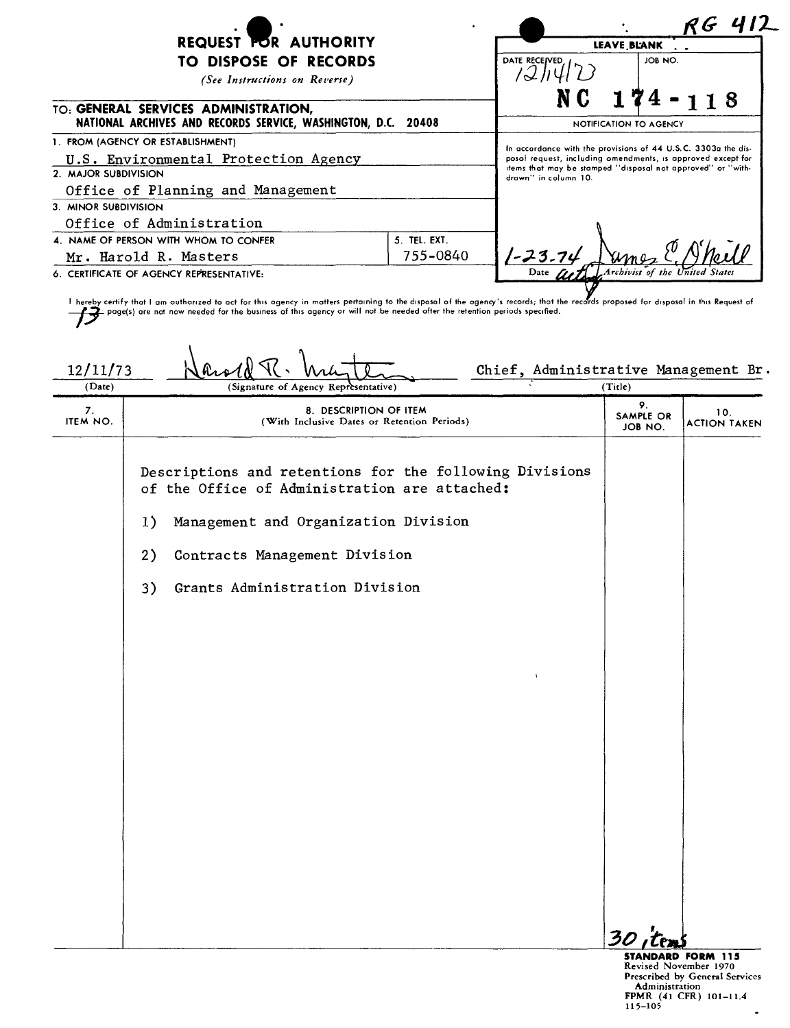RG 412

# REQUEST FOR AUTHORITY TO DISPOSE OF RECORDS

*(See Instructions on Reverse)*

**TO: GENERAL SERVICES ADMINISTRATION, NATIONAL ARCHIVES AND RECORDS SERVICE, WASHINGTON, D.C. 20408**

**LEAVE BLANK**

DATE RECEIVED: 12/14/73

JOB NO.: NC 174-118

NOTIFICATION TO AGENCY

In accordance with the provisions of 44 U.S.C. 3303a the disposal request, including amendments, is approved except for items that may be stamped "disposal not approved" or "withdrawn" in column 10.

1-23-74 — James E. O'Neill, acting Archivist of the United States

1. FROM (AGENCY OR ESTABLISHMENT): U.S. Environmental Protection Agency
2. MAJOR SUBDIVISION: Office of Planning and Management
3. MINOR SUBDIVISION: Office of Administration
4. NAME OF PERSON WITH WHOM TO CONFER: Mr. Harold R. Masters
5. TEL. EXT.: 755-0840
6. CERTIFICATE OF AGENCY REPRESENTATIVE:

I hereby certify that I am authorized to act for this agency in matters pertaining to the disposal of the agency's records; that the records proposed for disposal in this Request of 13 page(s) are not now needed for the business of this agency or will not be needed after the retention periods specified.

| (Date) | (Signature of Agency Representative) | (Title) |
|---|---|---|
| 12/11/73 | Harold R. Masters | Chief, Administrative Management Br. |

| 7. ITEM NO. | 8. DESCRIPTION OF ITEM (With Inclusive Dates or Retention Periods) | 9. SAMPLE OR JOB NO. | 10. ACTION TAKEN |
|---|---|---|---|
| | Descriptions and retentions for the following Divisions of the Office of Administration are attached: | | |
| | 1) Management and Organization Division | | |
| | 2) Contracts Management Division | | |
| | 3) Grants Administration Division | | |
| | | 30 items | |

STANDARD FORM 115
Revised November 1970
Prescribed by General Services Administration
FPMR (41 CFR) 101-11.4
115-105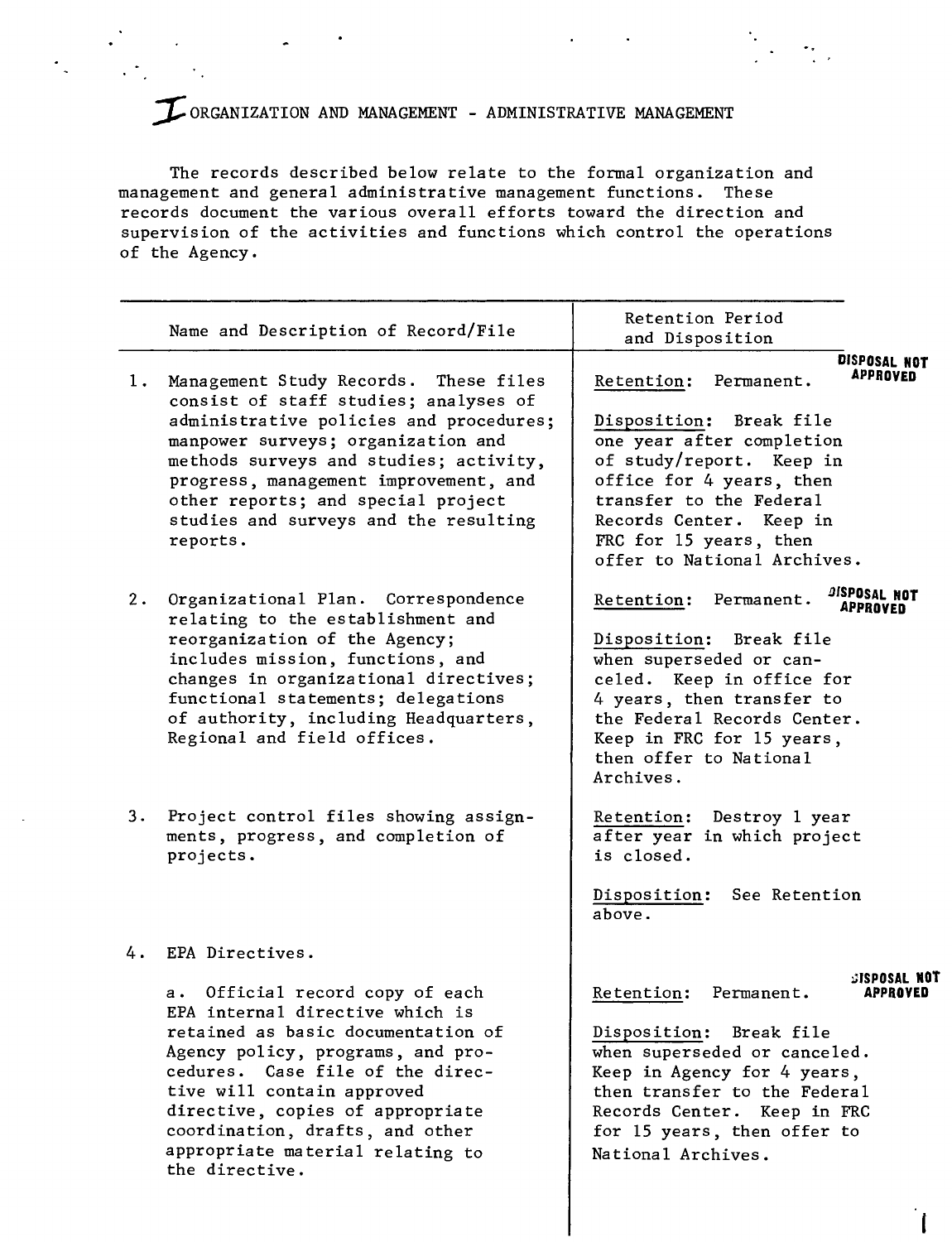# I ORGANIZATION AND MANAGEMENT - ADMINISTRATIVE MANAGEMENT

The records described below relate to the formal organization and management and general administrative management functions. These records document the various overall efforts toward the direction and supervision of the activities and functions which control the operations of the Agency.

| Name and Description of Record/File | Retention Period and Disposition |
|---|---|
| 1. Management Study Records. These files consist of staff studies; analyses of administrative policies and procedures; manpower surveys; organization and methods surveys and studies; activity, progress, management improvement, and other reports; and special project studies and surveys and the resulting reports. | DISPOSAL NOT APPROVED<br><br>Retention: Permanent.<br><br>Disposition: Break file one year after completion of study/report. Keep in office for 4 years, then transfer to the Federal Records Center. Keep in FRC for 15 years, then offer to National Archives. |
| 2. Organizational Plan. Correspondence relating to the establishment and reorganization of the Agency; includes mission, functions, and changes in organizational directives; functional statements; delegations of authority, including Headquarters, Regional and field offices. | DISPOSAL NOT APPROVED<br><br>Retention: Permanent.<br><br>Disposition: Break file when superseded or canceled. Keep in office for 4 years, then transfer to the Federal Records Center. Keep in FRC for 15 years, then offer to National Archives. |
| 3. Project control files showing assignments, progress, and completion of projects. | Retention: Destroy 1 year after year in which project is closed.<br><br>Disposition: See Retention above. |
| 4. EPA Directives. | |
| a. Official record copy of each EPA internal directive which is retained as basic documentation of Agency policy, programs, and procedures. Case file of the directive will contain approved directive, copies of appropriate coordination, drafts, and other appropriate material relating to the directive. | DISPOSAL NOT APPROVED<br><br>Retention: Permanent.<br><br>Disposition: Break file when superseded or canceled. Keep in Agency for 4 years, then transfer to the Federal Records Center. Keep in FRC for 15 years, then offer to National Archives. |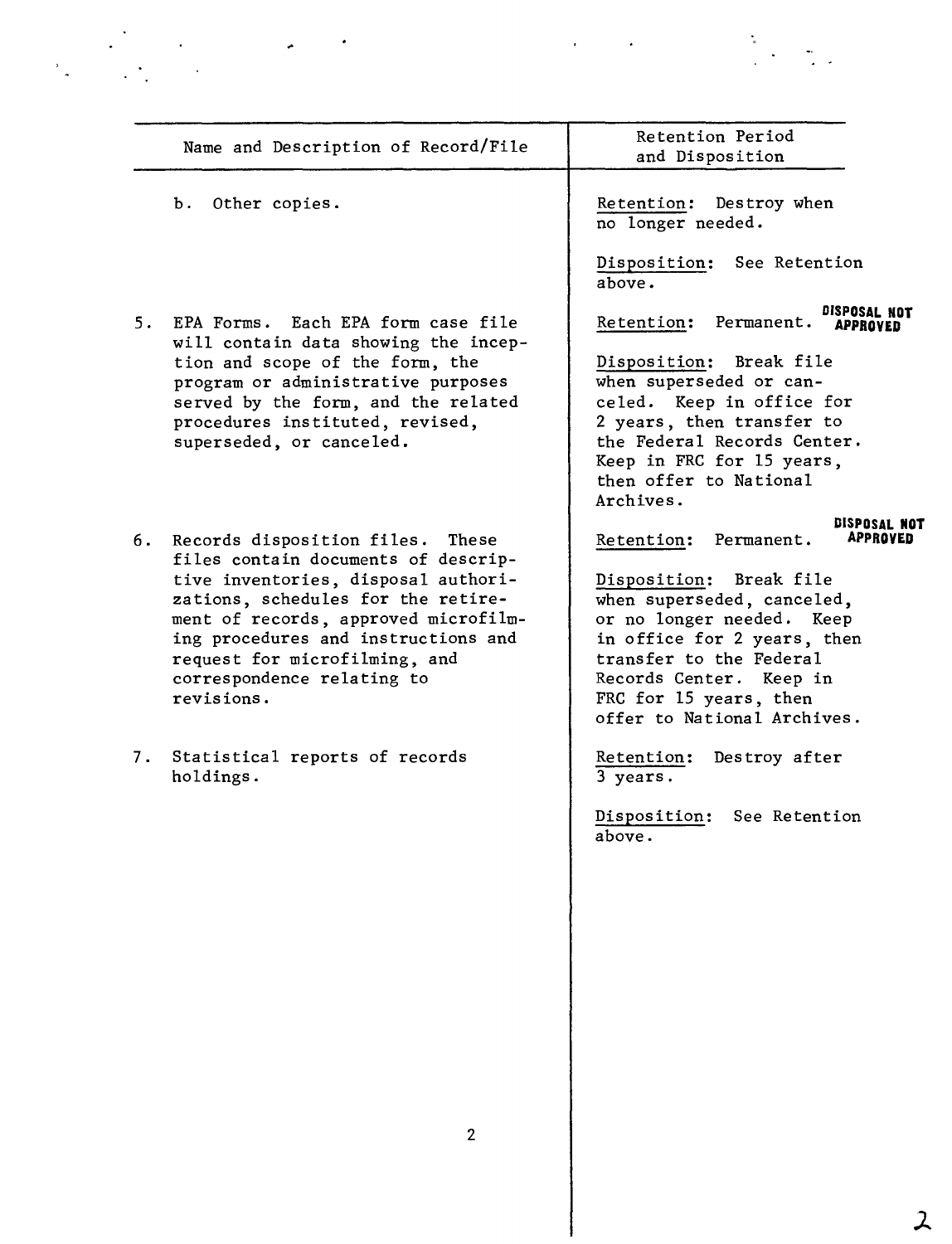| Name and Description of Record/File | Retention Period and Disposition |
| --- | --- |
| b. Other copies. | Retention: Destroy when no longer needed.<br><br>Disposition: See Retention above. |
| 5. EPA Forms. Each EPA form case file will contain data showing the inception and scope of the form, the program or administrative purposes served by the form, and the related procedures instituted, revised, superseded, or canceled. | Retention: Permanent. **DISPOSAL NOT APPROVED**<br><br>Disposition: Break file when superseded or canceled. Keep in office for 2 years, then transfer to the Federal Records Center. Keep in FRC for 15 years, then offer to National Archives. |
| 6. Records disposition files. These files contain documents of descriptive inventories, disposal authorizations, schedules for the retirement of records, approved microfilming procedures and instructions and request for microfilming, and correspondence relating to revisions. | Retention: Permanent. **DISPOSAL NOT APPROVED**<br><br>Disposition: Break file when superseded, canceled, or no longer needed. Keep in office for 2 years, then transfer to the Federal Records Center. Keep in FRC for 15 years, then offer to National Archives. |
| 7. Statistical reports of records holdings. | Retention: Destroy after 3 years.<br><br>Disposition: See Retention above. |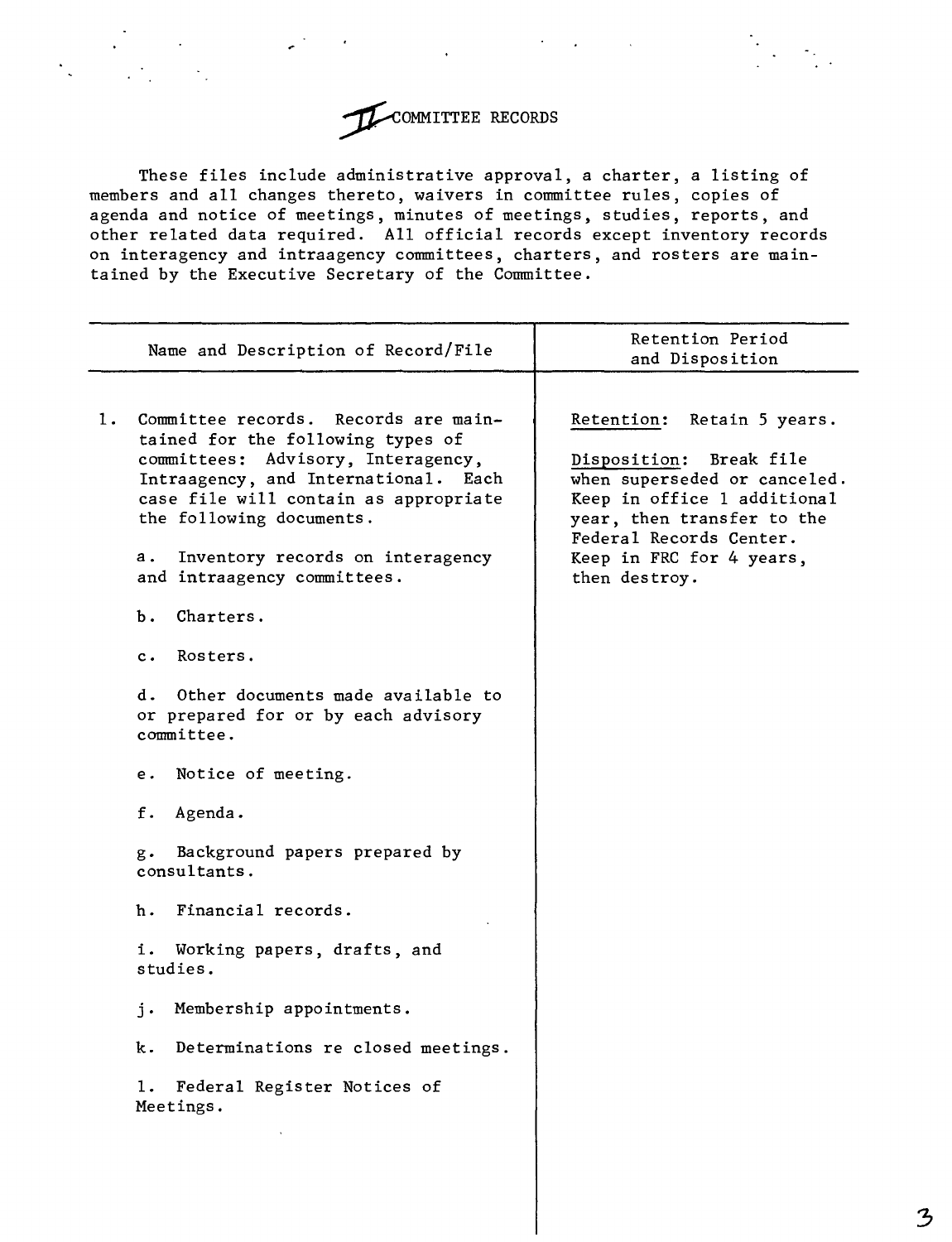# II COMMITTEE RECORDS

These files include administrative approval, a charter, a listing of members and all changes thereto, waivers in committee rules, copies of agenda and notice of meetings, minutes of meetings, studies, reports, and other related data required. All official records except inventory records on interagency and intraagency committees, charters, and rosters are maintained by the Executive Secretary of the Committee.

| Name and Description of Record/File | Retention Period and Disposition |
|---|---|
| 1. Committee records. Records are maintained for the following types of committees: Advisory, Interagency, Intraagency, and International. Each case file will contain as appropriate the following documents.<br><br>a. Inventory records on interagency and intraagency committees.<br><br>b. Charters.<br><br>c. Rosters.<br><br>d. Other documents made available to or prepared for or by each advisory committee.<br><br>e. Notice of meeting.<br><br>f. Agenda.<br><br>g. Background papers prepared by consultants.<br><br>h. Financial records.<br><br>i. Working papers, drafts, and studies.<br><br>j. Membership appointments.<br><br>k. Determinations re closed meetings.<br><br>l. Federal Register Notices of Meetings. | Retention: Retain 5 years.<br><br>Disposition: Break file when superseded or canceled. Keep in office 1 additional year, then transfer to the Federal Records Center. Keep in FRC for 4 years, then destroy. |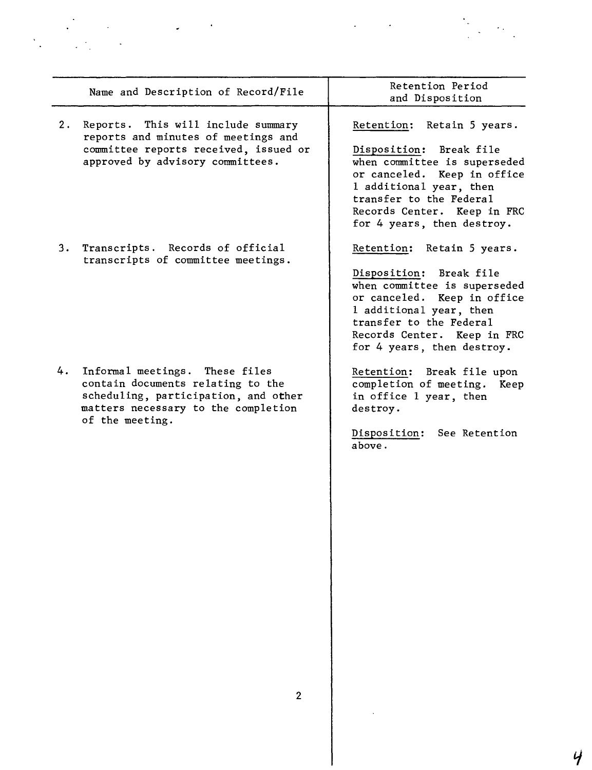| Name and Description of Record/File | Retention Period and Disposition |
|---|---|
| 2. Reports. This will include summary reports and minutes of meetings and committee reports received, issued or approved by advisory committees. | Retention: Retain 5 years.<br><br>Disposition: Break file when committee is superseded or canceled. Keep in office 1 additional year, then transfer to the Federal Records Center. Keep in FRC for 4 years, then destroy. |
| 3. Transcripts. Records of official transcripts of committee meetings. | Retention: Retain 5 years.<br><br>Disposition: Break file when committee is superseded or canceled. Keep in office 1 additional year, then transfer to the Federal Records Center. Keep in FRC for 4 years, then destroy. |
| 4. Informal meetings. These files contain documents relating to the scheduling, participation, and other matters necessary to the completion of the meeting. | Retention: Break file upon completion of meeting. Keep in office 1 year, then destroy.<br><br>Disposition: See Retention above. |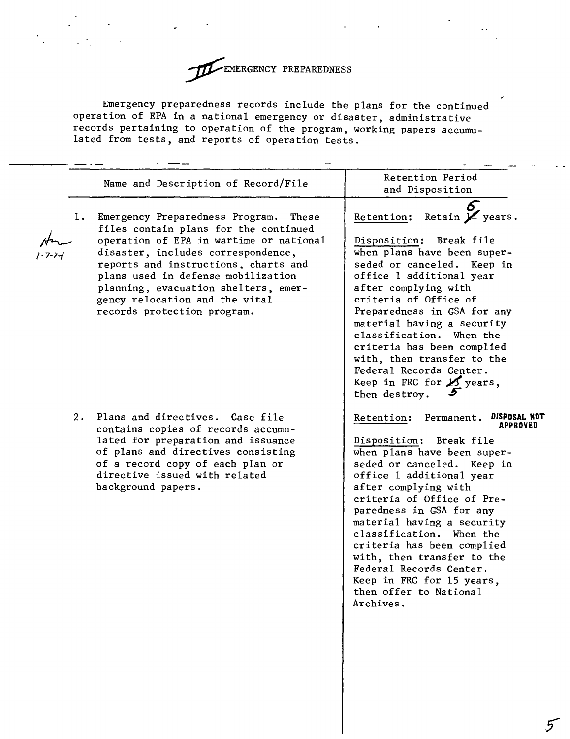# III EMERGENCY PREPAREDNESS

Emergency preparedness records include the plans for the continued operation of EPA in a national emergency or disaster, administrative records pertaining to operation of the program, working papers accumulated from tests, and reports of operation tests.

| Name and Description of Record/File | Retention Period and Disposition |
|---|---|
| 1. Emergency Preparedness Program. These files contain plans for the continued operation of EPA in wartime or national disaster, includes correspondence, reports and instructions, charts and plans used in defense mobilization planning, evacuation shelters, emergency relocation and the vital records protection program. | Retention: Retain ~~14~~ 6 years.<br><br>Disposition: Break file when plans have been superseded or canceled. Keep in office 1 additional year after complying with criteria of Office of Preparedness in GSA for any material having a security classification. When the criteria has been complied with, then transfer to the Federal Records Center. Keep in FRC for ~~13~~ 5 years, then destroy. |
| 2. Plans and directives. Case file contains copies of records accumulated for preparation and issuance of plans and directives consisting of a record copy of each plan or directive issued with related background papers. | Retention: Permanent. **DISPOSAL NOT APPROVED**<br><br>Disposition: Break file when plans have been superseded or canceled. Keep in office 1 additional year after complying with criteria of Office of Preparedness in GSA for any material having a security classification. When the criteria has been complied with, then transfer to the Federal Records Center. Keep in FRC for 15 years, then offer to National Archives. |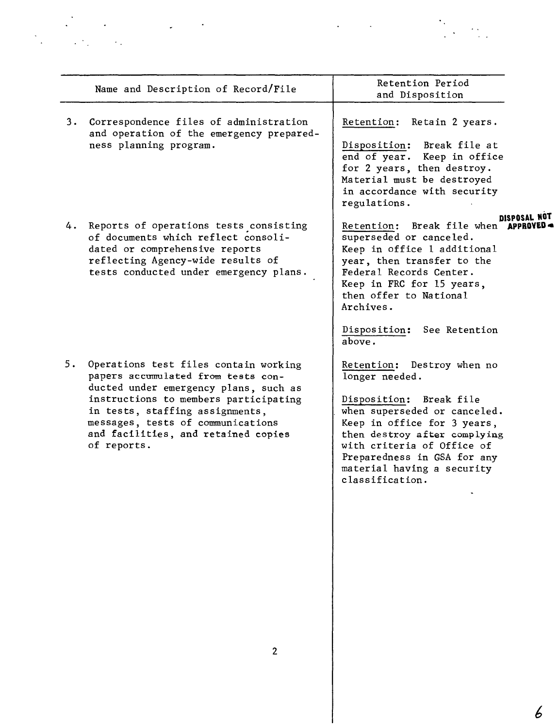| Name and Description of Record/File | Retention Period and Disposition |
|---|---|
| 3. Correspondence files of administration and operation of the emergency preparedness planning program. | Retention: Retain 2 years.<br><br>Disposition: Break file at end of year. Keep in office for 2 years, then destroy. Material must be destroyed in accordance with security regulations. |
| 4. Reports of operations tests consisting of documents which reflect consolidated or comprehensive reports reflecting Agency-wide results of tests conducted under emergency plans. | **DISPOSAL NOT APPROVED**<br><br>Retention: Break file when superseded or canceled. Keep in office 1 additional year, then transfer to the Federal Records Center. Keep in FRC for 15 years, then offer to National Archives.<br><br>Disposition: See Retention above. |
| 5. Operations test files contain working papers accumulated from tests conducted under emergency plans, such as instructions to members participating in tests, staffing assignments, messages, tests of communications and facilities, and retained copies of reports. | Retention: Destroy when no longer needed.<br><br>Disposition: Break file when superseded or canceled. Keep in office for 3 years, then destroy after complying with criteria of Office of Preparedness in GSA for any material having a security classification. |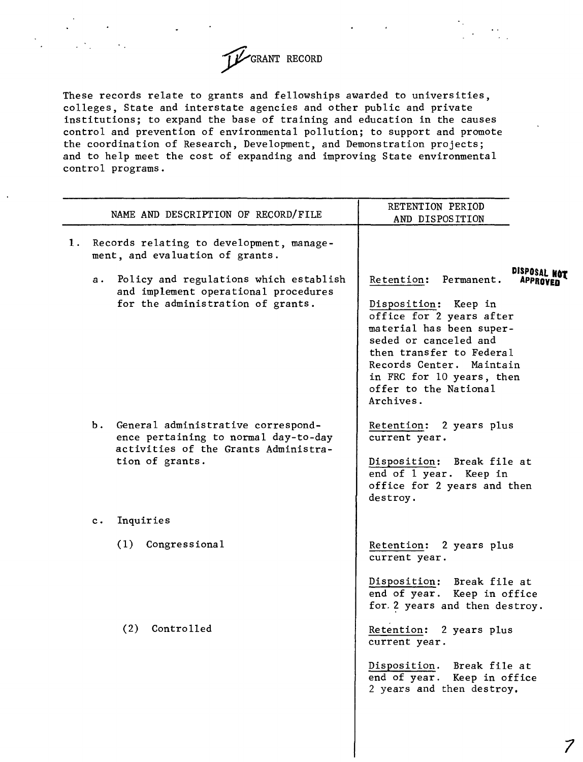# IV GRANT RECORD

These records relate to grants and fellowships awarded to universities, colleges, State and interstate agencies and other public and private institutions; to expand the base of training and education in the causes control and prevention of environmental pollution; to support and promote the coordination of Research, Development, and Demonstration projects; and to help meet the cost of expanding and improving State environmental control programs.

| NAME AND DESCRIPTION OF RECORD/FILE | RETENTION PERIOD AND DISPOSITION |
|---|---|
| 1. Records relating to development, management, and evaluation of grants. | |
| a. Policy and regulations which establish and implement operational procedures for the administration of grants. | Retention: Permanent. **DISPOSAL NOT APPROVED**<br><br>Disposition: Keep in office for 2 years after material has been superseded or canceled and then transfer to Federal Records Center. Maintain in FRC for 10 years, then offer to the National Archives. |
| b. General administrative correspondence pertaining to normal day-to-day activities of the Grants Administration of grants. | Retention: 2 years plus current year.<br><br>Disposition: Break file at end of 1 year. Keep in office for 2 years and then destroy. |
| c. Inquiries | |
| (1) Congressional | Retention: 2 years plus current year.<br><br>Disposition: Break file at end of year. Keep in office for 2 years and then destroy. |
| (2) Controlled | Retention: 2 years plus current year.<br><br>Disposition. Break file at end of year. Keep in office 2 years and then destroy. |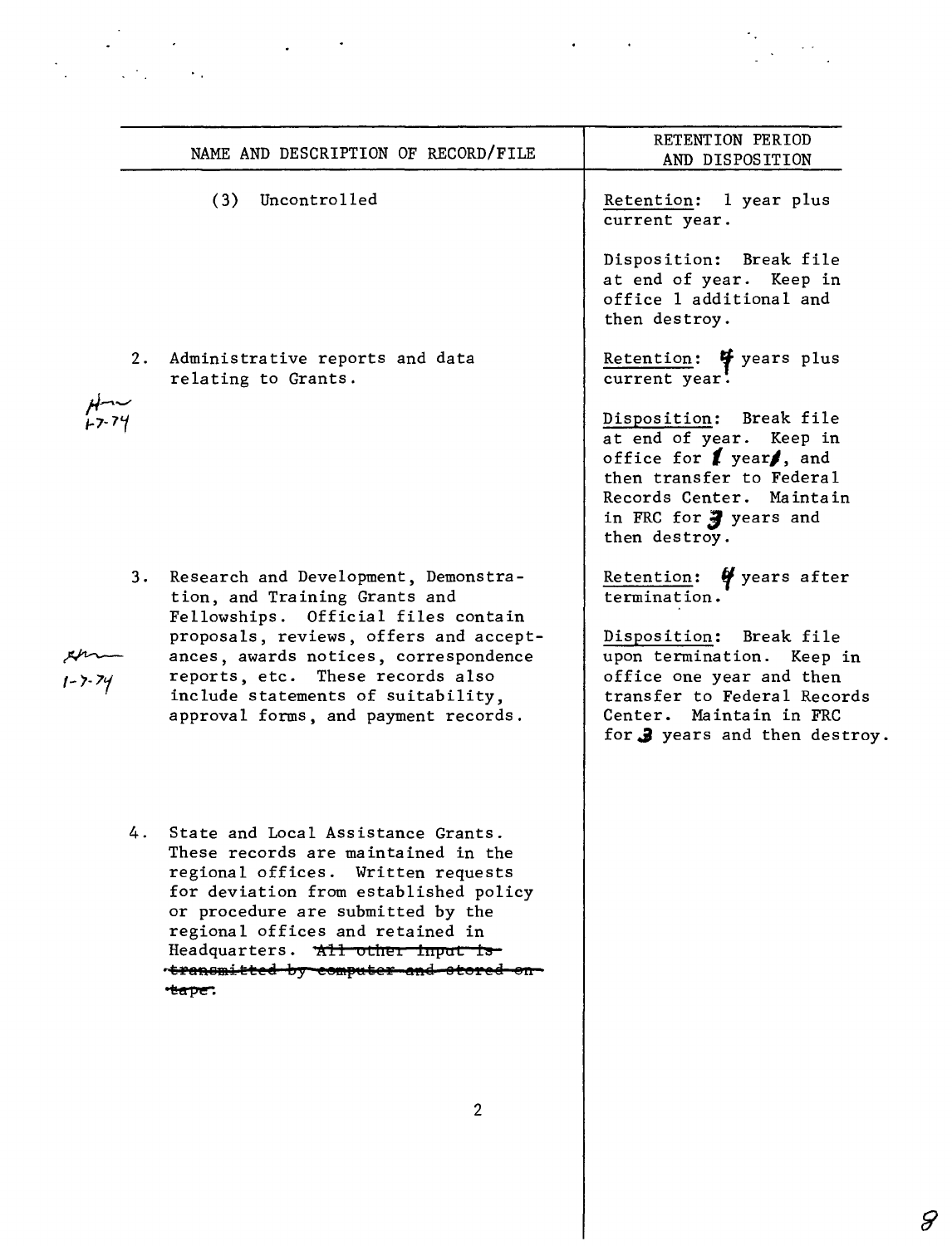| NAME AND DESCRIPTION OF RECORD/FILE | RETENTION PERIOD AND DISPOSITION |
|---|---|
| (3) Uncontrolled | Retention: 1 year plus current year.<br><br>Disposition: Break file at end of year. Keep in office 1 additional and then destroy. |
| 2. Administrative reports and data relating to Grants. | Retention: 4 years plus current year.<br><br>Disposition: Break file at end of year. Keep in office for 1 year, and then transfer to Federal Records Center. Maintain in FRC for 3 years and then destroy. |
| 3. Research and Development, Demonstration, and Training Grants and Fellowships. Official files contain proposals, reviews, offers and acceptances, awards notices, correspondence reports, etc. These records also include statements of suitability, approval forms, and payment records. | Retention: 4 years after termination.<br><br>Disposition: Break file upon termination. Keep in office one year and then transfer to Federal Records Center. Maintain in FRC for 3 years and then destroy. |
| 4. State and Local Assistance Grants. These records are maintained in the regional offices. Written requests for deviation from established policy or procedure are submitted by the regional offices and retained in Headquarters. ~~All other input is transmitted by computer and stored on tape.~~ | |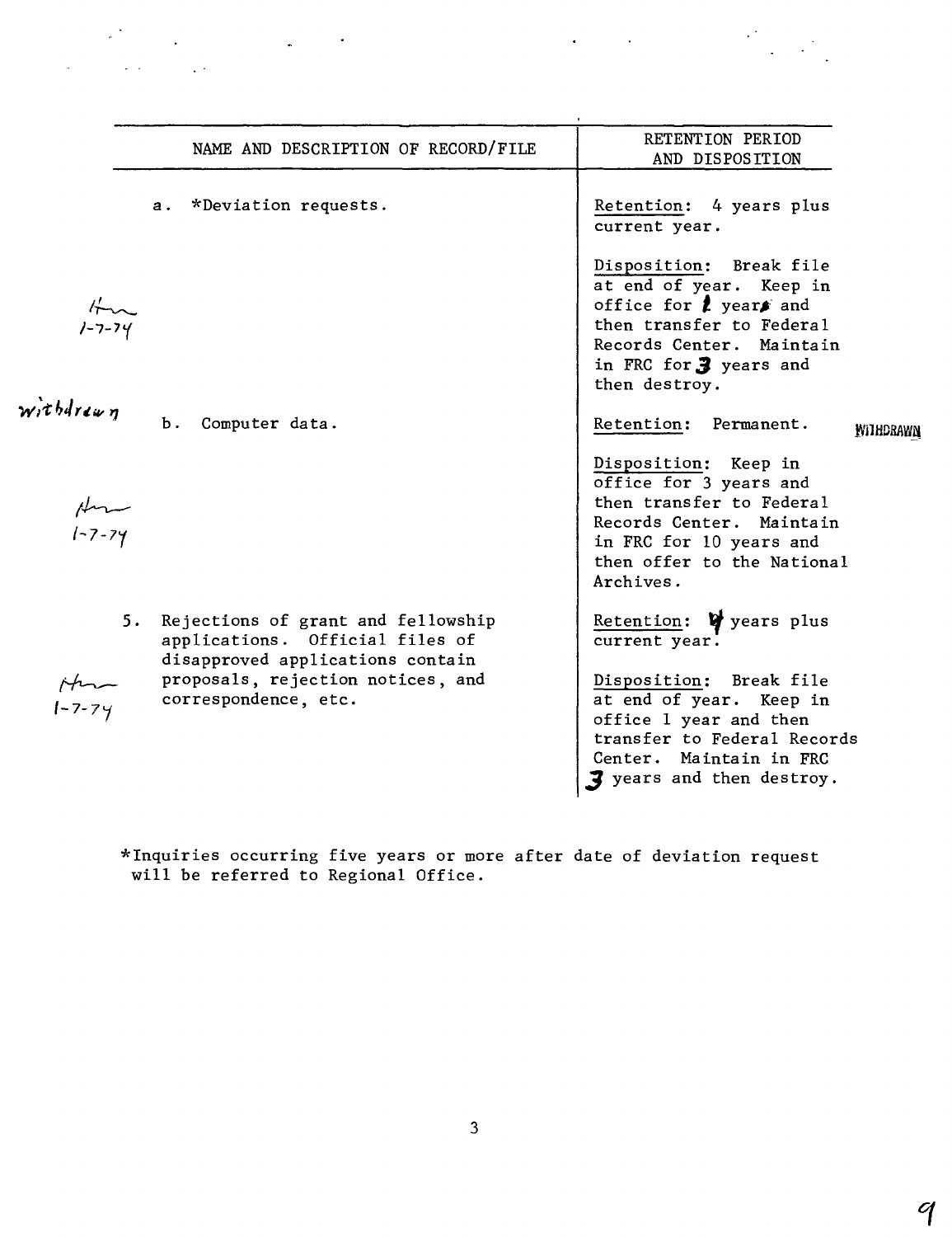| NAME AND DESCRIPTION OF RECORD/FILE | RETENTION PERIOD AND DISPOSITION |
|---|---|
| a. *Deviation requests. | Retention: 4 years plus current year.<br><br>Disposition: Break file at end of year. Keep in office for 1 year and then transfer to Federal Records Center. Maintain in FRC for 3 years and then destroy. |
| b. Computer data. | Retention: Permanent. WITHDRAWN<br><br>Disposition: Keep in office for 3 years and then transfer to Federal Records Center. Maintain in FRC for 10 years and then offer to the National Archives. |
| 5. Rejections of grant and fellowship applications. Official files of disapproved applications contain proposals, rejection notices, and correspondence, etc. | Retention: 4 years plus current year.<br><br>Disposition: Break file at end of year. Keep in office 1 year and then transfer to Federal Records Center. Maintain in FRC 3 years and then destroy. |

*Inquiries occurring five years or more after date of deviation request will be referred to Regional Office.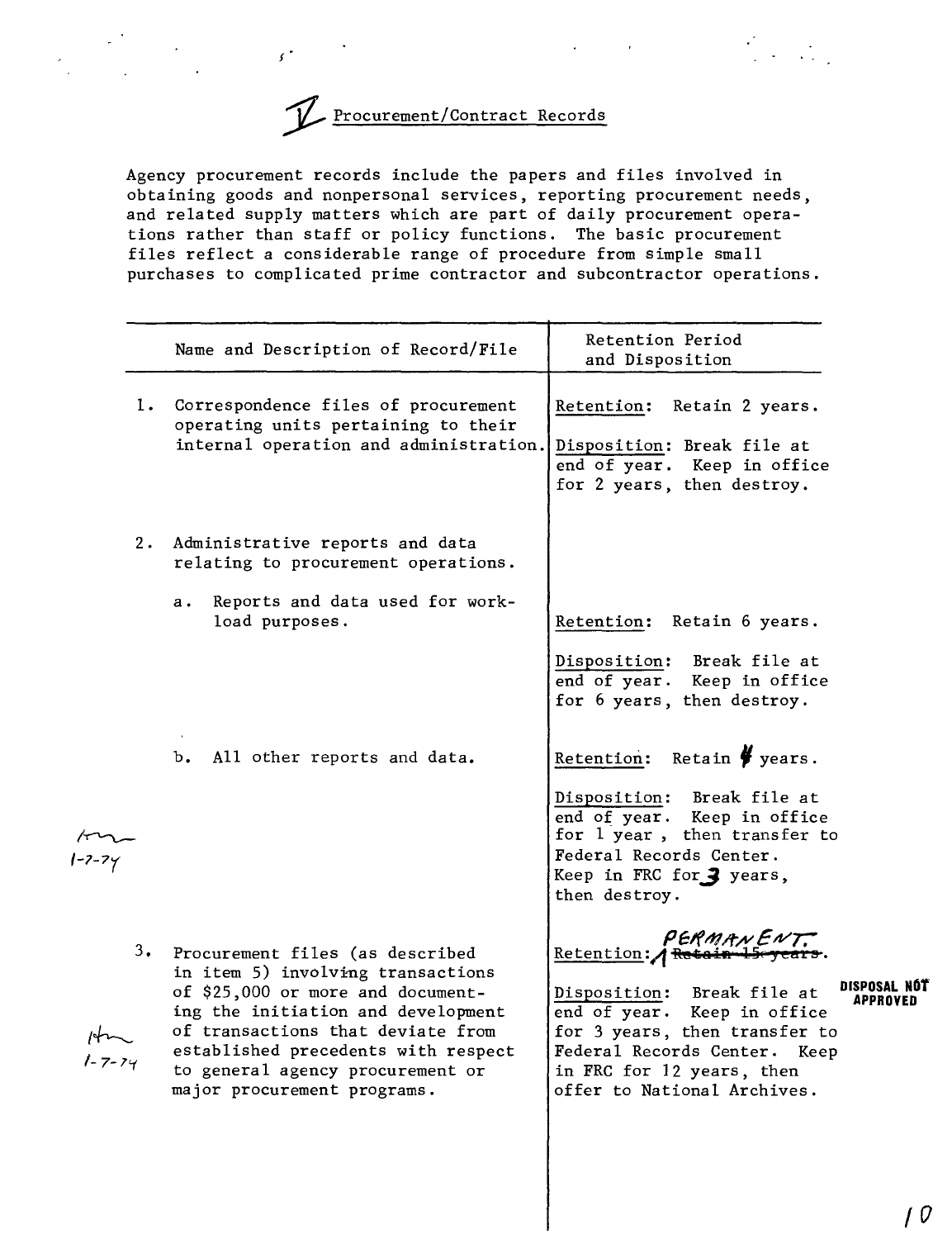# V Procurement/Contract Records

Agency procurement records include the papers and files involved in obtaining goods and nonpersonal services, reporting procurement needs, and related supply matters which are part of daily procurement operations rather than staff or policy functions. The basic procurement files reflect a considerable range of procedure from simple small purchases to complicated prime contractor and subcontractor operations.

| | Name and Description of Record/File | Retention Period and Disposition |
|---|---|---|
| 1. | Correspondence files of procurement operating units pertaining to their internal operation and administration. | Retention: Retain 2 years.<br><br>Disposition: Break file at end of year. Keep in office for 2 years, then destroy. |
| 2. | Administrative reports and data relating to procurement operations. | |
| | a. Reports and data used for workload purposes. | Retention: Retain 6 years.<br><br>Disposition: Break file at end of year. Keep in office for 6 years, then destroy. |
| | b. All other reports and data. | Retention: Retain 4 years.<br><br>Disposition: Break file at end of year. Keep in office for 1 year, then transfer to Federal Records Center. Keep in FRC for 3 years, then destroy. |
| 3. | Procurement files (as described in item 5) involving transactions of $25,000 or more and documenting the initiation and development of transactions that deviate from established precedents with respect to general agency procurement or major procurement programs. | Retention: PERMANENT. ~~Retain 15 years.~~<br><br>Disposition: Break file at end of year. Keep in office for 3 years, then transfer to Federal Records Center. Keep in FRC for 12 years, then offer to National Archives. |

hm 1-7-74

hm 1-7-74

DISPOSAL NOT APPROVED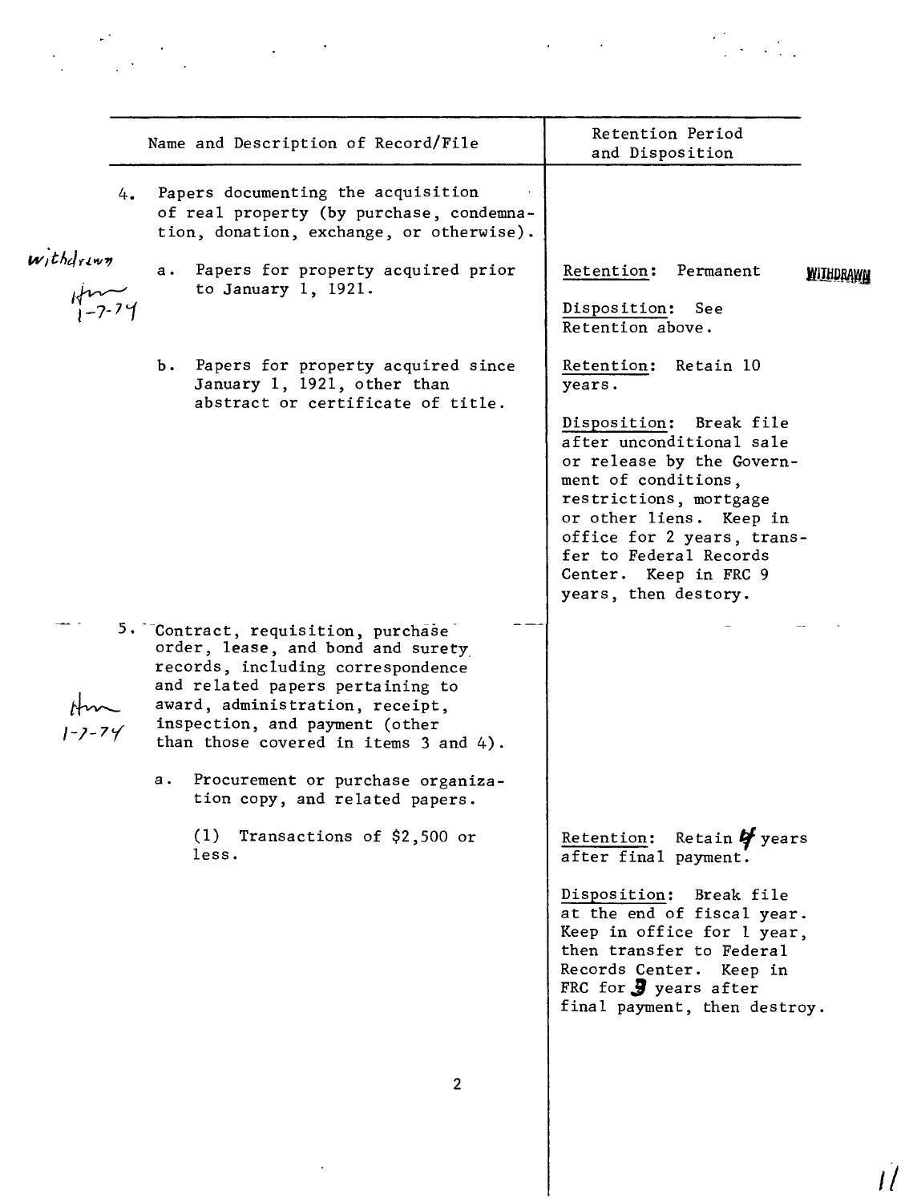| Name and Description of Record/File | Retention Period and Disposition |
|---|---|
| 4. Papers documenting the acquisition of real property (by purchase, condemnation, donation, exchange, or otherwise). | |
| withdrawn Hm 1-7-74 a. Papers for property acquired prior to January 1, 1921. | Retention: Permanent WITHDRAWN<br><br>Disposition: See Retention above. |
| b. Papers for property acquired since January 1, 1921, other than abstract or certificate of title. | Retention: Retain 10 years.<br><br>Disposition: Break file after unconditional sale or release by the Government of conditions, restrictions, mortgage or other liens. Keep in office for 2 years, transfer to Federal Records Center. Keep in FRC 9 years, then destory. |
| 5. Contract, requisition, purchase order, lease, and bond and surety records, including correspondence and related papers pertaining to award, administration, receipt, inspection, and payment (other than those covered in items 3 and 4). Hm 1-7-74 | |
| a. Procurement or purchase organization copy, and related papers. | |
| (1) Transactions of $2,500 or less. | Retention: Retain 4 years after final payment.<br><br>Disposition: Break file at the end of fiscal year. Keep in office for 1 year, then transfer to Federal Records Center. Keep in FRC for 3 years after final payment, then destroy. |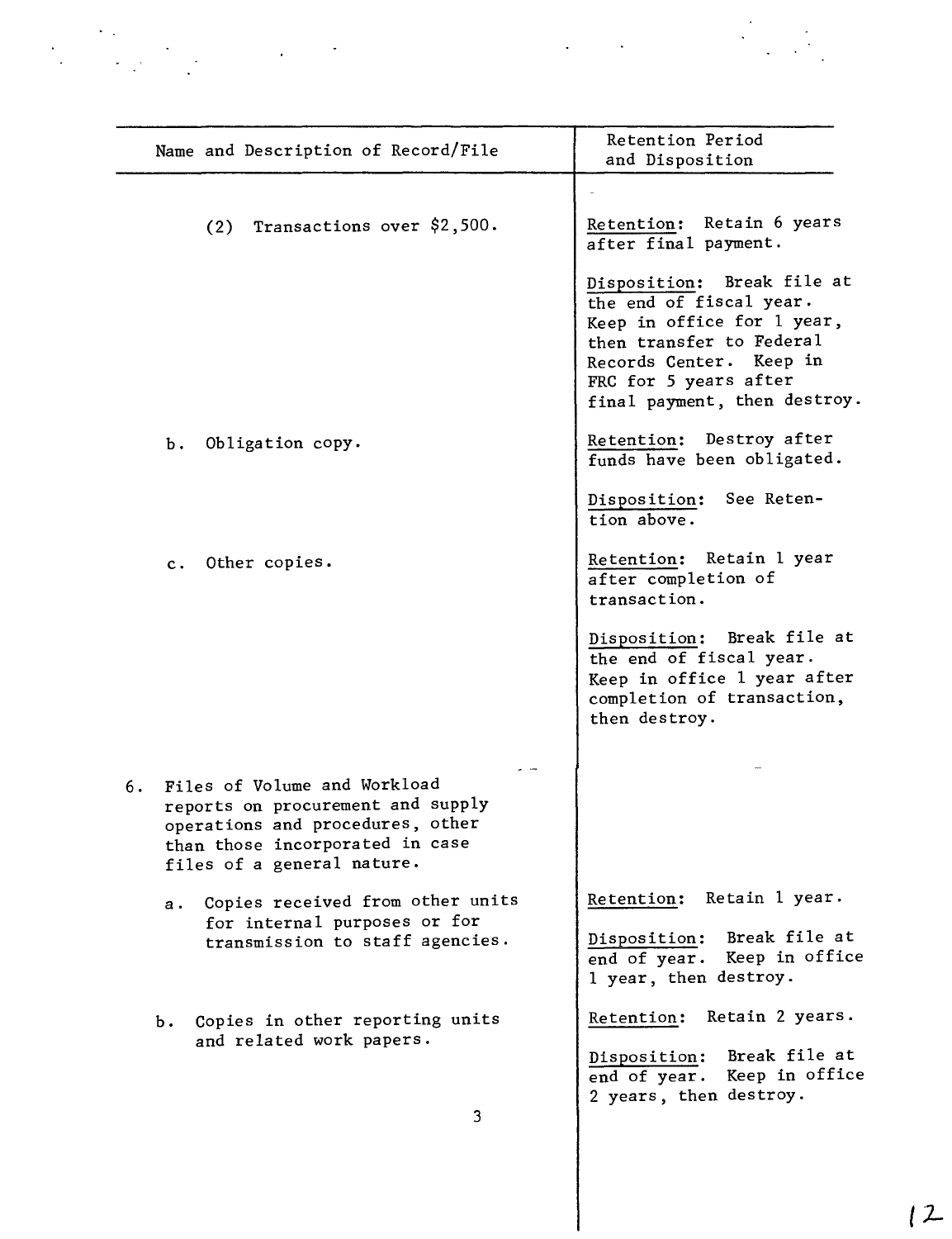| Name and Description of Record/File | Retention Period and Disposition |
|---|---|
| (2) Transactions over $2,500. | Retention: Retain 6 years after final payment.<br><br>Disposition: Break file at the end of fiscal year. Keep in office for 1 year, then transfer to Federal Records Center. Keep in FRC for 5 years after final payment, then destroy. |
| b. Obligation copy. | Retention: Destroy after funds have been obligated.<br><br>Disposition: See Retention above. |
| c. Other copies. | Retention: Retain 1 year after completion of transaction.<br><br>Disposition: Break file at the end of fiscal year. Keep in office 1 year after completion of transaction, then destroy. |
| 6. Files of Volume and Workload reports on procurement and supply operations and procedures, other than those incorporated in case files of a general nature. | |
| a. Copies received from other units for internal purposes or for transmission to staff agencies. | Retention: Retain 1 year.<br><br>Disposition: Break file at end of year. Keep in office 1 year, then destroy. |
| b. Copies in other reporting units and related work papers. | Retention: Retain 2 years.<br><br>Disposition: Break file at end of year. Keep in office 2 years, then destroy. |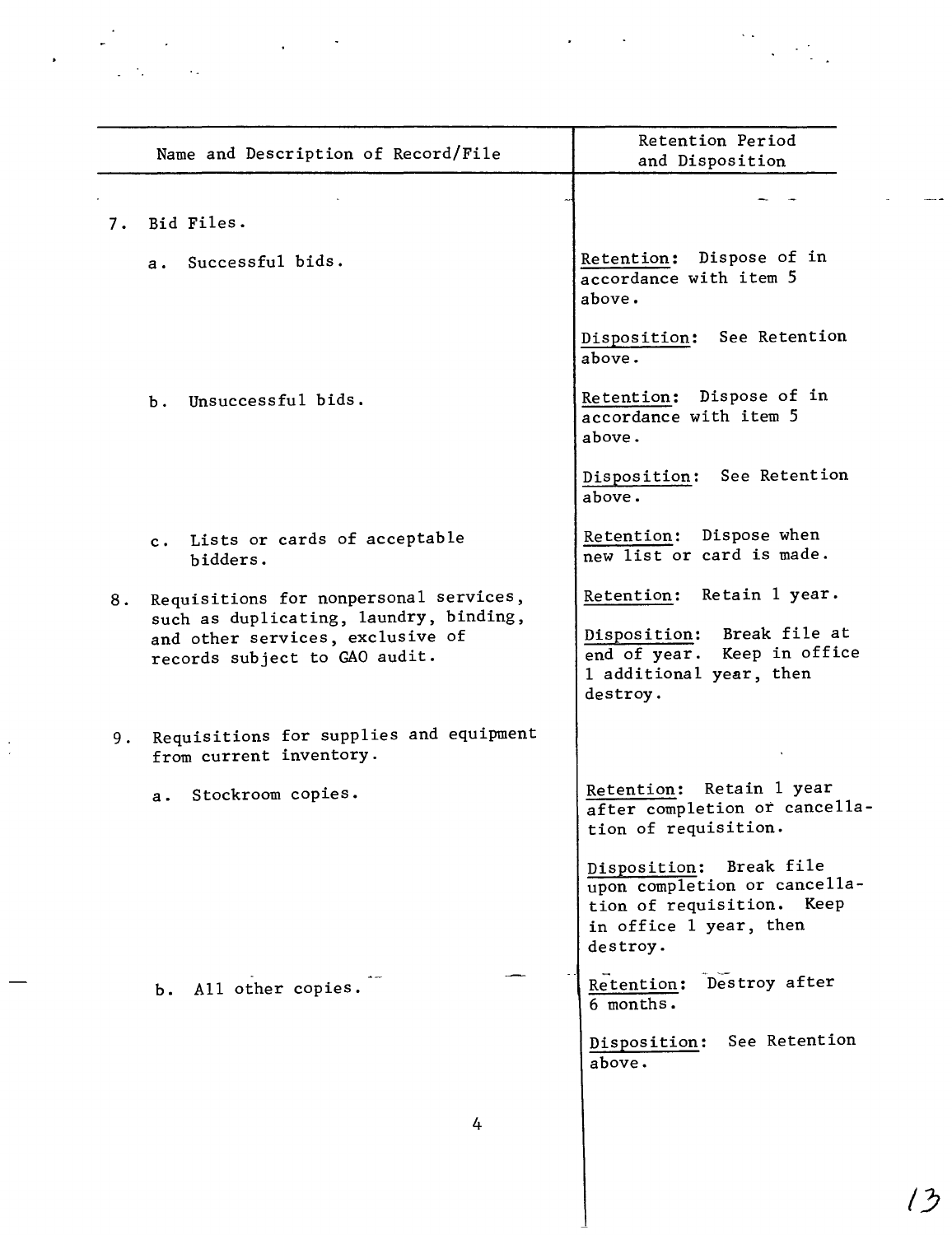| Name and Description of Record/File | Retention Period and Disposition |
|---|---|
| 7. Bid Files. | |
| a. Successful bids. | Retention: Dispose of in accordance with item 5 above.<br><br>Disposition: See Retention above. |
| b. Unsuccessful bids. | Retention: Dispose of in accordance with item 5 above.<br><br>Disposition: See Retention above. |
| c. Lists or cards of acceptable bidders. | Retention: Dispose when new list or card is made. |
| 8. Requisitions for nonpersonal services, such as duplicating, laundry, binding, and other services, exclusive of records subject to GAO audit. | Retention: Retain 1 year.<br><br>Disposition: Break file at end of year. Keep in office 1 additional year, then destroy. |
| 9. Requisitions for supplies and equipment from current inventory. | |
| a. Stockroom copies. | Retention: Retain 1 year after completion or cancellation of requisition.<br><br>Disposition: Break file upon completion or cancellation of requisition. Keep in office 1 year, then destroy. |
| b. All other copies. | Retention: Destroy after 6 months.<br><br>Disposition: See Retention above. |